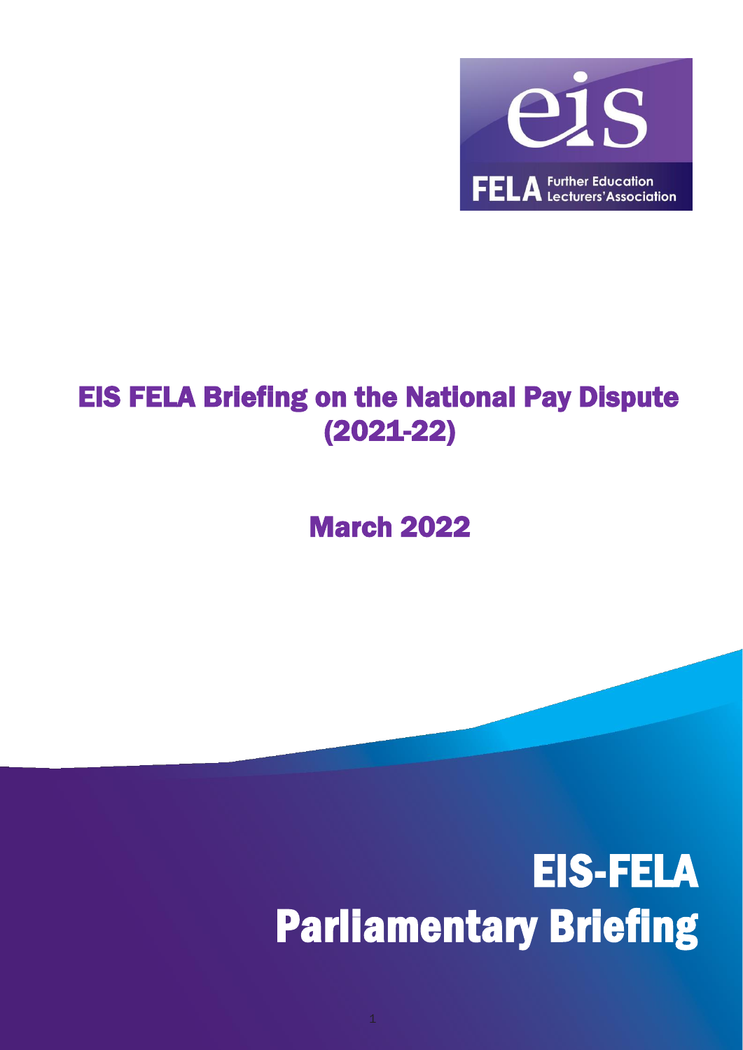eis

FELA Further Education Lecturers' Association

# EIS FELA Briefing on the National Pay Dispute (2021-22)

## March 2022

# EIS-FELA Parliamentary Briefing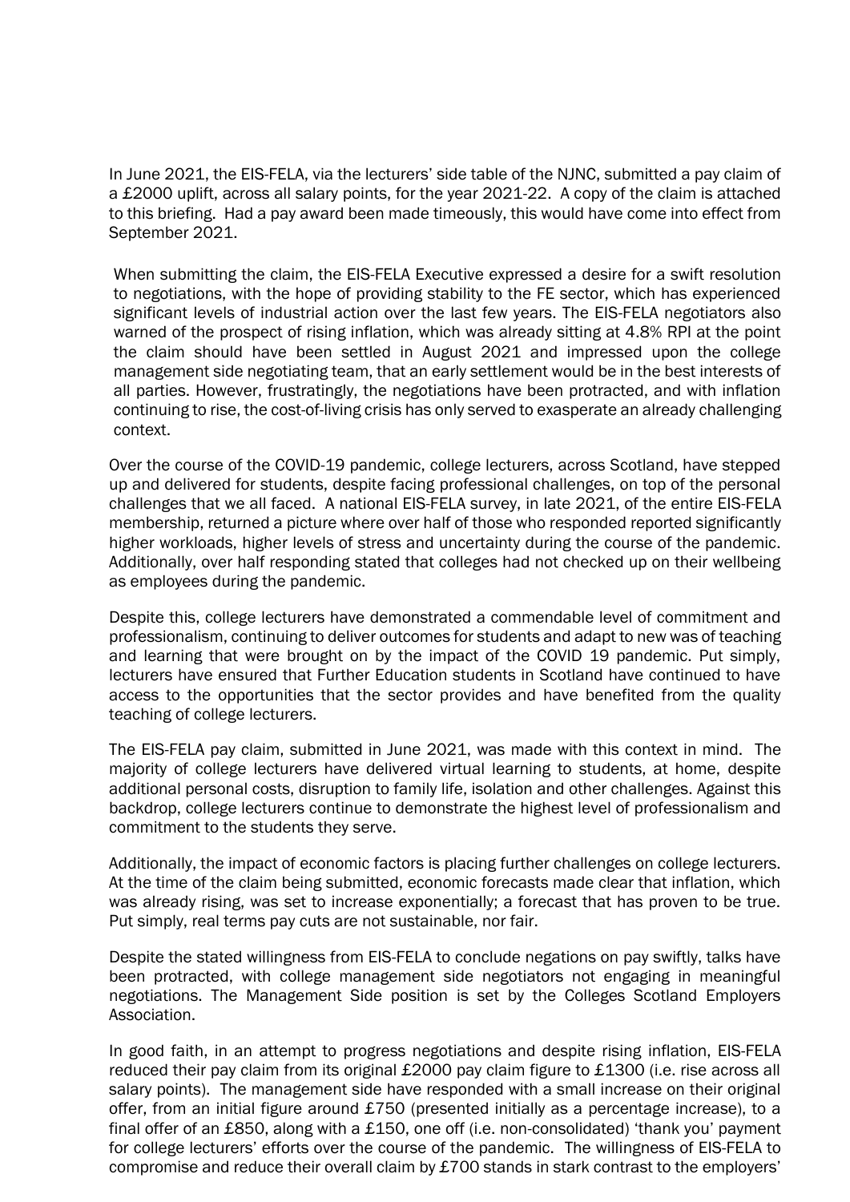In June 2021, the EIS-FELA, via the lecturers' side table of the NJNC, submitted a pay claim of a £2000 uplift, across all salary points, for the year 2021-22. A copy of the claim is attached to this briefing. Had a pay award been made timeously, this would have come into effect from September 2021.

When submitting the claim, the EIS-FELA Executive expressed a desire for a swift resolution to negotiations, with the hope of providing stability to the FE sector, which has experienced significant levels of industrial action over the last few years. The EIS-FELA negotiators also warned of the prospect of rising inflation, which was already sitting at 4.8% RPI at the point the claim should have been settled in August 2021 and impressed upon the college management side negotiating team, that an early settlement would be in the best interests of all parties. However, frustratingly, the negotiations have been protracted, and with inflation continuing to rise, the cost-of-living crisis has only served to exasperate an already challenging context.

Over the course of the COVID-19 pandemic, college lecturers, across Scotland, have stepped up and delivered for students, despite facing professional challenges, on top of the personal challenges that we all faced. A national EIS-FELA survey, in late 2021, of the entire EIS-FELA membership, returned a picture where over half of those who responded reported significantly higher workloads, higher levels of stress and uncertainty during the course of the pandemic. Additionally, over half responding stated that colleges had not checked up on their wellbeing as employees during the pandemic.

Despite this, college lecturers have demonstrated a commendable level of commitment and professionalism, continuing to deliver outcomes for students and adapt to new was of teaching and learning that were brought on by the impact of the COVID 19 pandemic. Put simply, lecturers have ensured that Further Education students in Scotland have continued to have access to the opportunities that the sector provides and have benefited from the quality teaching of college lecturers.

The EIS-FELA pay claim, submitted in June 2021, was made with this context in mind. The majority of college lecturers have delivered virtual learning to students, at home, despite additional personal costs, disruption to family life, isolation and other challenges. Against this backdrop, college lecturers continue to demonstrate the highest level of professionalism and commitment to the students they serve.

Additionally, the impact of economic factors is placing further challenges on college lecturers. At the time of the claim being submitted, economic forecasts made clear that inflation, which was already rising, was set to increase exponentially; a forecast that has proven to be true. Put simply, real terms pay cuts are not sustainable, nor fair.

Despite the stated willingness from EIS-FELA to conclude negations on pay swiftly, talks have been protracted, with college management side negotiators not engaging in meaningful negotiations. The Management Side position is set by the Colleges Scotland Employers Association.

In good faith, in an attempt to progress negotiations and despite rising inflation, EIS-FELA reduced their pay claim from its original £2000 pay claim figure to £1300 (i.e. rise across all salary points). The management side have responded with a small increase on their original offer, from an initial figure around £750 (presented initially as a percentage increase), to a final offer of an £850, along with a £150, one off (i.e. non-consolidated) 'thank you' payment for college lecturers' efforts over the course of the pandemic. The willingness of EIS-FELA to compromise and reduce their overall claim by £700 stands in stark contrast to the employers'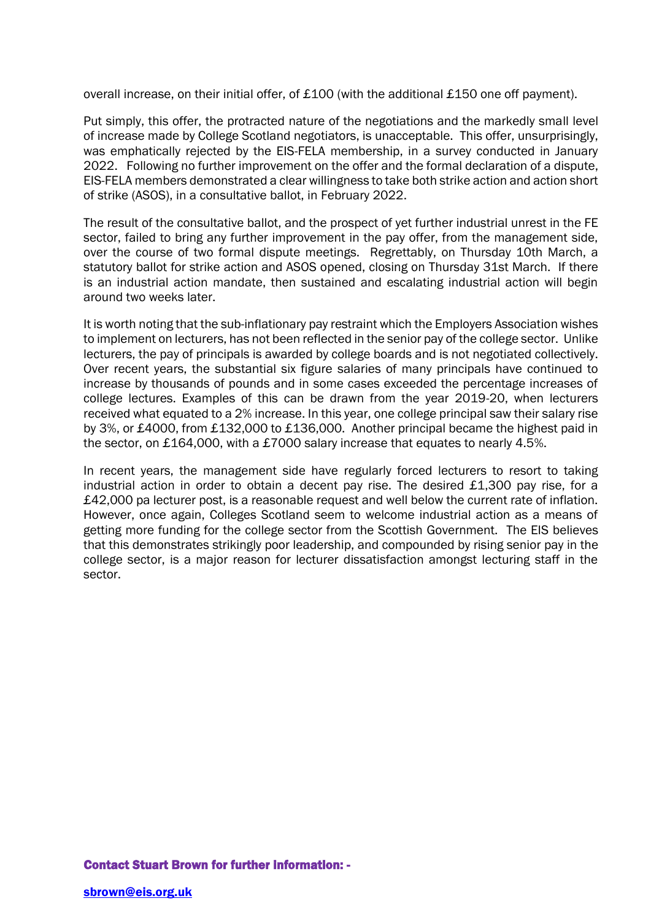overall increase, on their initial offer, of £100 (with the additional £150 one off payment).

Put simply, this offer, the protracted nature of the negotiations and the markedly small level of increase made by College Scotland negotiators, is unacceptable. This offer, unsurprisingly, was emphatically rejected by the EIS-FELA membership, in a survey conducted in January 2022. Following no further improvement on the offer and the formal declaration of a dispute, EIS-FELA members demonstrated a clear willingness to take both strike action and action short of strike (ASOS), in a consultative ballot, in February 2022.

The result of the consultative ballot, and the prospect of yet further industrial unrest in the FE sector, failed to bring any further improvement in the pay offer, from the management side, over the course of two formal dispute meetings. Regrettably, on Thursday 10th March, a statutory ballot for strike action and ASOS opened, closing on Thursday 31st March. If there is an industrial action mandate, then sustained and escalating industrial action will begin around two weeks later.

It is worth noting that the sub-inflationary pay restraint which the Employers Association wishes to implement on lecturers, has not been reflected in the senior pay of the college sector. Unlike lecturers, the pay of principals is awarded by college boards and is not negotiated collectively. Over recent years, the substantial six figure salaries of many principals have continued to increase by thousands of pounds and in some cases exceeded the percentage increases of college lectures. Examples of this can be drawn from the year 2019-20, when lecturers received what equated to a 2% increase. In this year, one college principal saw their salary rise by 3%, or £4000, from £132,000 to £136,000. Another principal became the highest paid in the sector, on £164,000, with a £7000 salary increase that equates to nearly 4.5%.

In recent years, the management side have regularly forced lecturers to resort to taking industrial action in order to obtain a decent pay rise. The desired £1,300 pay rise, for a £42,000 pa lecturer post, is a reasonable request and well below the current rate of inflation. However, once again, Colleges Scotland seem to welcome industrial action as a means of getting more funding for the college sector from the Scottish Government. The EIS believes that this demonstrates strikingly poor leadership, and compounded by rising senior pay in the college sector, is a major reason for lecturer dissatisfaction amongst lecturing staff in the sector.

**Contact Stuart Brown for further information: -**

sbrown@eis.org.uk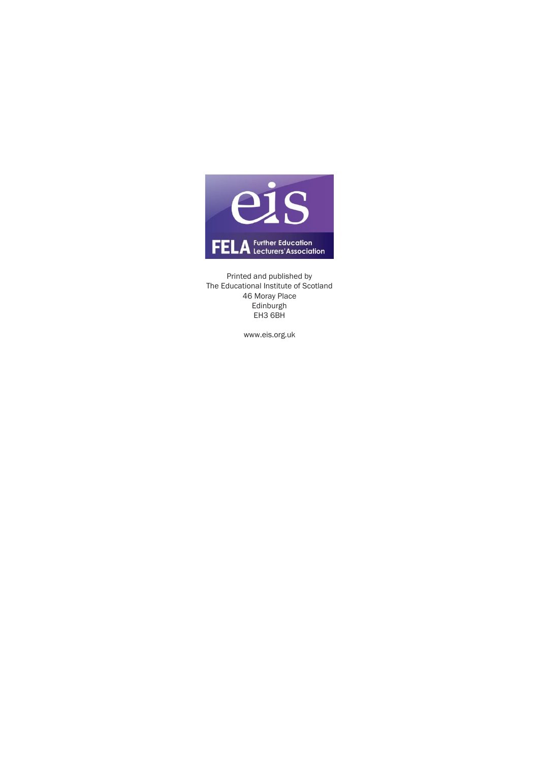eis

FELA Further Education Lecturers' Association

Printed and published by
The Educational Institute of Scotland
46 Moray Place
Edinburgh
EH3 6BH

www.eis.org.uk